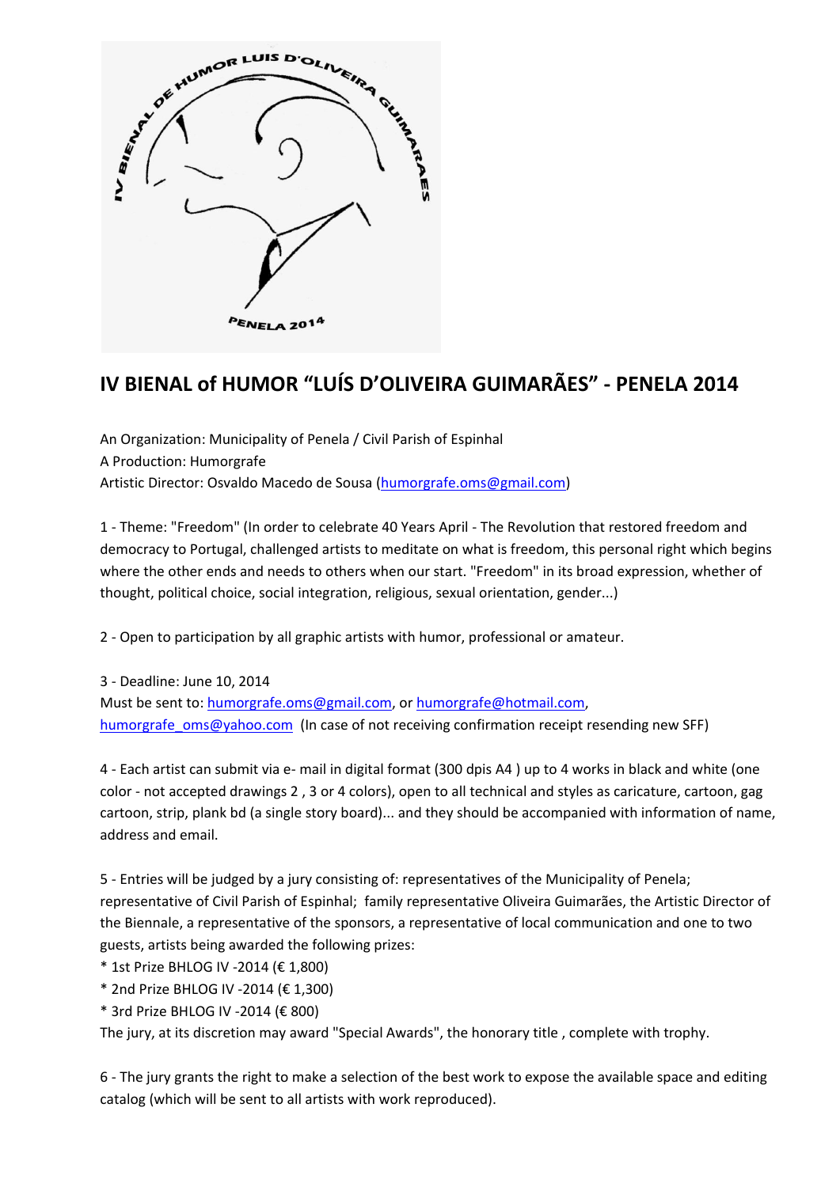# IV BIENAL of HUMOR "LUÍS D'OLIVEIRA GUIMARÃES" - PENELA 2014

An Organization: Municipality of Penela / Civil Parish of Espinhal
A Production: Humorgrafe
Artistic Director: Osvaldo Macedo de Sousa (humorgrafe.oms@gmail.com)

1 - Theme: "Freedom" (In order to celebrate 40 Years April - The Revolution that restored freedom and democracy to Portugal, challenged artists to meditate on what is freedom, this personal right which begins where the other ends and needs to others when our start. "Freedom" in its broad expression, whether of thought, political choice, social integration, religious, sexual orientation, gender...)

2 - Open to participation by all graphic artists with humor, professional or amateur.

3 - Deadline: June 10, 2014
Must be sent to: humorgrafe.oms@gmail.com, or humorgrafe@hotmail.com, humorgrafe_oms@yahoo.com (In case of not receiving confirmation receipt resending new SFF)

4 - Each artist can submit via e- mail in digital format (300 dpis A4 ) up to 4 works in black and white (one color - not accepted drawings 2 , 3 or 4 colors), open to all technical and styles as caricature, cartoon, gag cartoon, strip, plank bd (a single story board)... and they should be accompanied with information of name, address and email.

5 - Entries will be judged by a jury consisting of: representatives of the Municipality of Penela; representative of Civil Parish of Espinhal; family representative Oliveira Guimarães, the Artistic Director of the Biennale, a representative of the sponsors, a representative of local communication and one to two guests, artists being awarded the following prizes:

* 1st Prize BHLOG IV -2014 (€ 1,800)
* 2nd Prize BHLOG IV -2014 (€ 1,300)
* 3rd Prize BHLOG IV -2014 (€ 800)

The jury, at its discretion may award "Special Awards", the honorary title , complete with trophy.

6 - The jury grants the right to make a selection of the best work to expose the available space and editing catalog (which will be sent to all artists with work reproduced).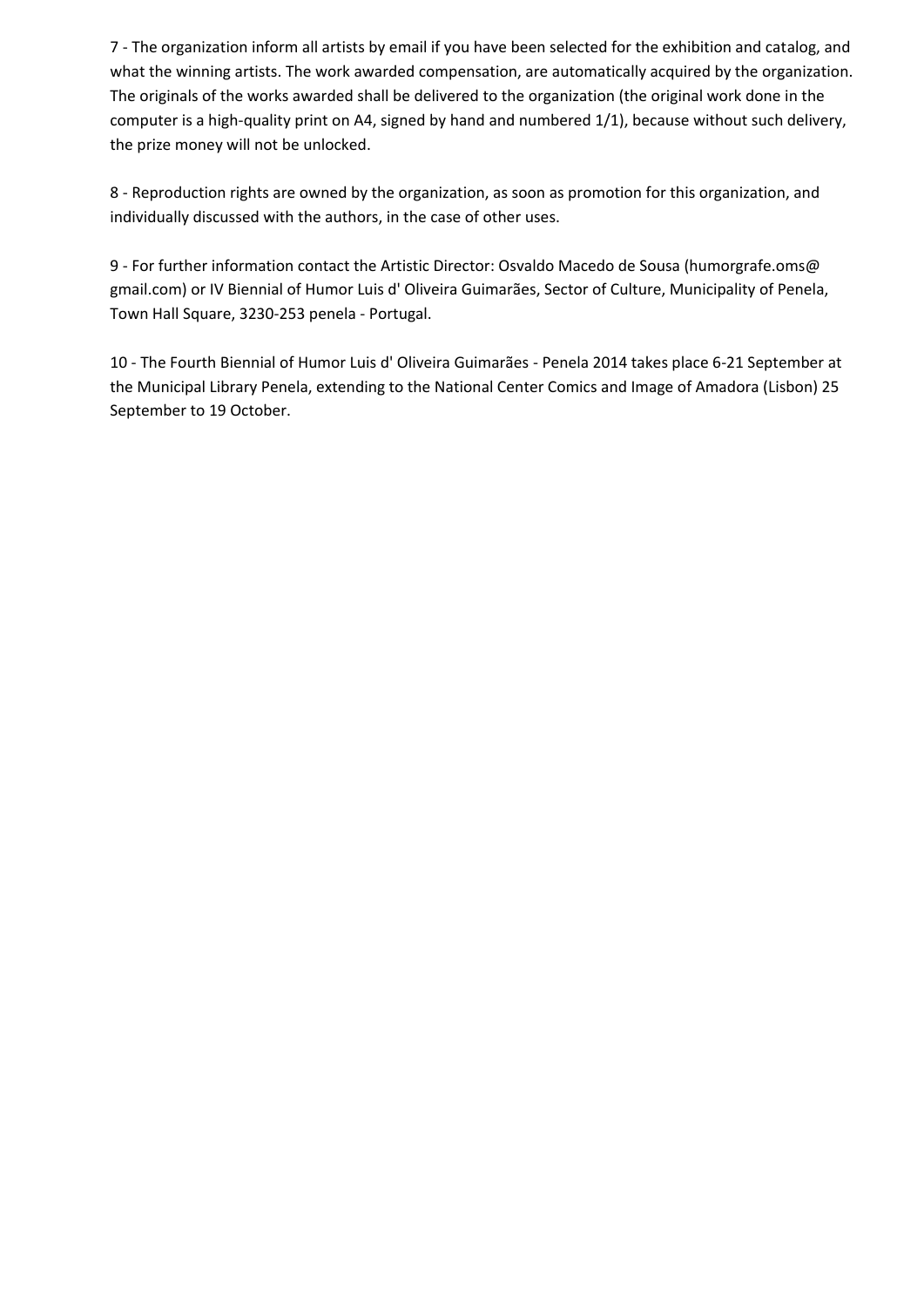7 - The organization inform all artists by email if you have been selected for the exhibition and catalog, and what the winning artists. The work awarded compensation, are automatically acquired by the organization. The originals of the works awarded shall be delivered to the organization (the original work done in the computer is a high-quality print on A4, signed by hand and numbered 1/1), because without such delivery, the prize money will not be unlocked.

8 - Reproduction rights are owned by the organization, as soon as promotion for this organization, and individually discussed with the authors, in the case of other uses.

9 - For further information contact the Artistic Director: Osvaldo Macedo de Sousa (humorgrafe.oms@ gmail.com) or IV Biennial of Humor Luis d' Oliveira Guimarães, Sector of Culture, Municipality of Penela, Town Hall Square, 3230-253 penela - Portugal.

10 - The Fourth Biennial of Humor Luis d' Oliveira Guimarães - Penela 2014 takes place 6-21 September at the Municipal Library Penela, extending to the National Center Comics and Image of Amadora (Lisbon) 25 September to 19 October.